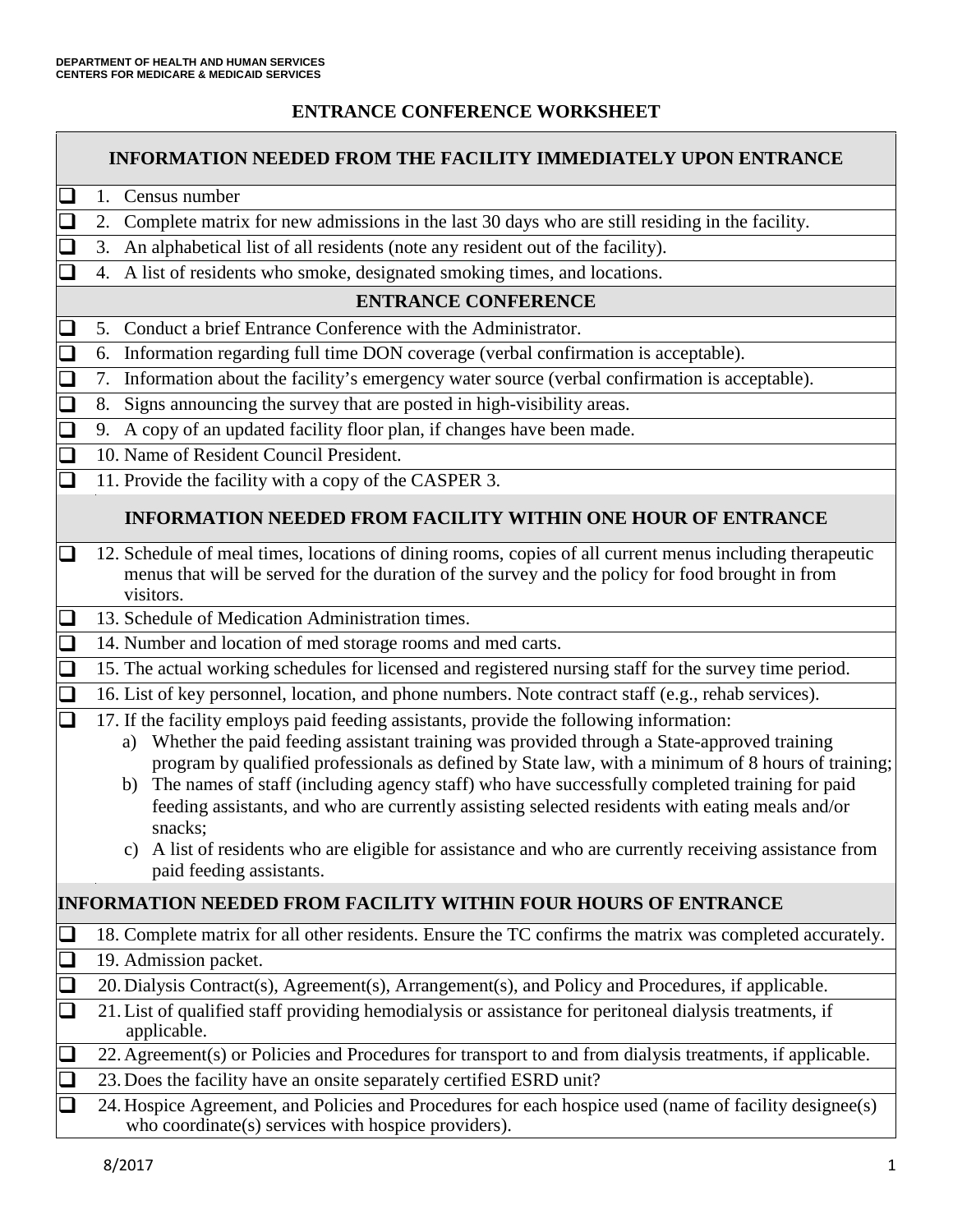DEPARTMENT OF HEALTH AND HUMAN SERVICES
CENTERS FOR MEDICARE & MEDICAID SERVICES

# ENTRANCE CONFERENCE WORKSHEET

## INFORMATION NEEDED FROM THE FACILITY IMMEDIATELY UPON ENTRANCE

- ☐ 1. Census number
- ☐ 2. Complete matrix for new admissions in the last 30 days who are still residing in the facility.
- ☐ 3. An alphabetical list of all residents (note any resident out of the facility).
- ☐ 4. A list of residents who smoke, designated smoking times, and locations.

## ENTRANCE CONFERENCE

- ☐ 5. Conduct a brief Entrance Conference with the Administrator.
- ☐ 6. Information regarding full time DON coverage (verbal confirmation is acceptable).
- ☐ 7. Information about the facility's emergency water source (verbal confirmation is acceptable).
- ☐ 8. Signs announcing the survey that are posted in high-visibility areas.
- ☐ 9. A copy of an updated facility floor plan, if changes have been made.
- ☐ 10. Name of Resident Council President.
- ☐ 11. Provide the facility with a copy of the CASPER 3.

## INFORMATION NEEDED FROM FACILITY WITHIN ONE HOUR OF ENTRANCE

- ☐ 12. Schedule of meal times, locations of dining rooms, copies of all current menus including therapeutic menus that will be served for the duration of the survey and the policy for food brought in from visitors.
- ☐ 13. Schedule of Medication Administration times.
- ☐ 14. Number and location of med storage rooms and med carts.
- ☐ 15. The actual working schedules for licensed and registered nursing staff for the survey time period.
- ☐ 16. List of key personnel, location, and phone numbers. Note contract staff (e.g., rehab services).
- ☐ 17. If the facility employs paid feeding assistants, provide the following information:
  - a) Whether the paid feeding assistant training was provided through a State-approved training program by qualified professionals as defined by State law, with a minimum of 8 hours of training;
  - b) The names of staff (including agency staff) who have successfully completed training for paid feeding assistants, and who are currently assisting selected residents with eating meals and/or snacks;
  - c) A list of residents who are eligible for assistance and who are currently receiving assistance from paid feeding assistants.

## INFORMATION NEEDED FROM FACILITY WITHIN FOUR HOURS OF ENTRANCE

- ☐ 18. Complete matrix for all other residents. Ensure the TC confirms the matrix was completed accurately.
- ☐ 19. Admission packet.
- ☐ 20. Dialysis Contract(s), Agreement(s), Arrangement(s), and Policy and Procedures, if applicable.
- ☐ 21. List of qualified staff providing hemodialysis or assistance for peritoneal dialysis treatments, if applicable.
- ☐ 22. Agreement(s) or Policies and Procedures for transport to and from dialysis treatments, if applicable.
- ☐ 23. Does the facility have an onsite separately certified ESRD unit?
- ☐ 24. Hospice Agreement, and Policies and Procedures for each hospice used (name of facility designee(s) who coordinate(s) services with hospice providers).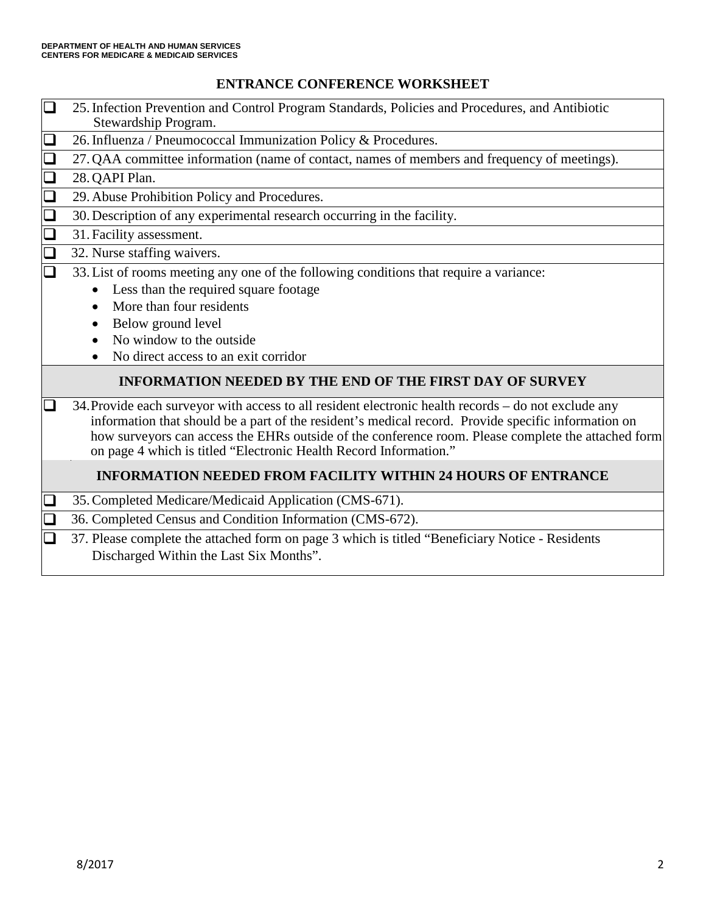# ENTRANCE CONFERENCE WORKSHEET

- ☐ 25. Infection Prevention and Control Program Standards, Policies and Procedures, and Antibiotic Stewardship Program.
- ☐ 26. Influenza / Pneumococcal Immunization Policy & Procedures.
- ☐ 27. QAA committee information (name of contact, names of members and frequency of meetings).
- ☐ 28. QAPI Plan.
- ☐ 29. Abuse Prohibition Policy and Procedures.
- ☐ 30. Description of any experimental research occurring in the facility.
- ☐ 31. Facility assessment.
- ☐ 32. Nurse staffing waivers.
- ☐ 33. List of rooms meeting any one of the following conditions that require a variance:
  - Less than the required square footage
  - More than four residents
  - Below ground level
  - No window to the outside
  - No direct access to an exit corridor

## INFORMATION NEEDED BY THE END OF THE FIRST DAY OF SURVEY

- ☐ 34. Provide each surveyor with access to all resident electronic health records – do not exclude any information that should be a part of the resident's medical record. Provide specific information on how surveyors can access the EHRs outside of the conference room. Please complete the attached form on page 4 which is titled "Electronic Health Record Information."

## INFORMATION NEEDED FROM FACILITY WITHIN 24 HOURS OF ENTRANCE

- ☐ 35. Completed Medicare/Medicaid Application (CMS-671).
- ☐ 36. Completed Census and Condition Information (CMS-672).
- ☐ 37. Please complete the attached form on page 3 which is titled "Beneficiary Notice - Residents Discharged Within the Last Six Months".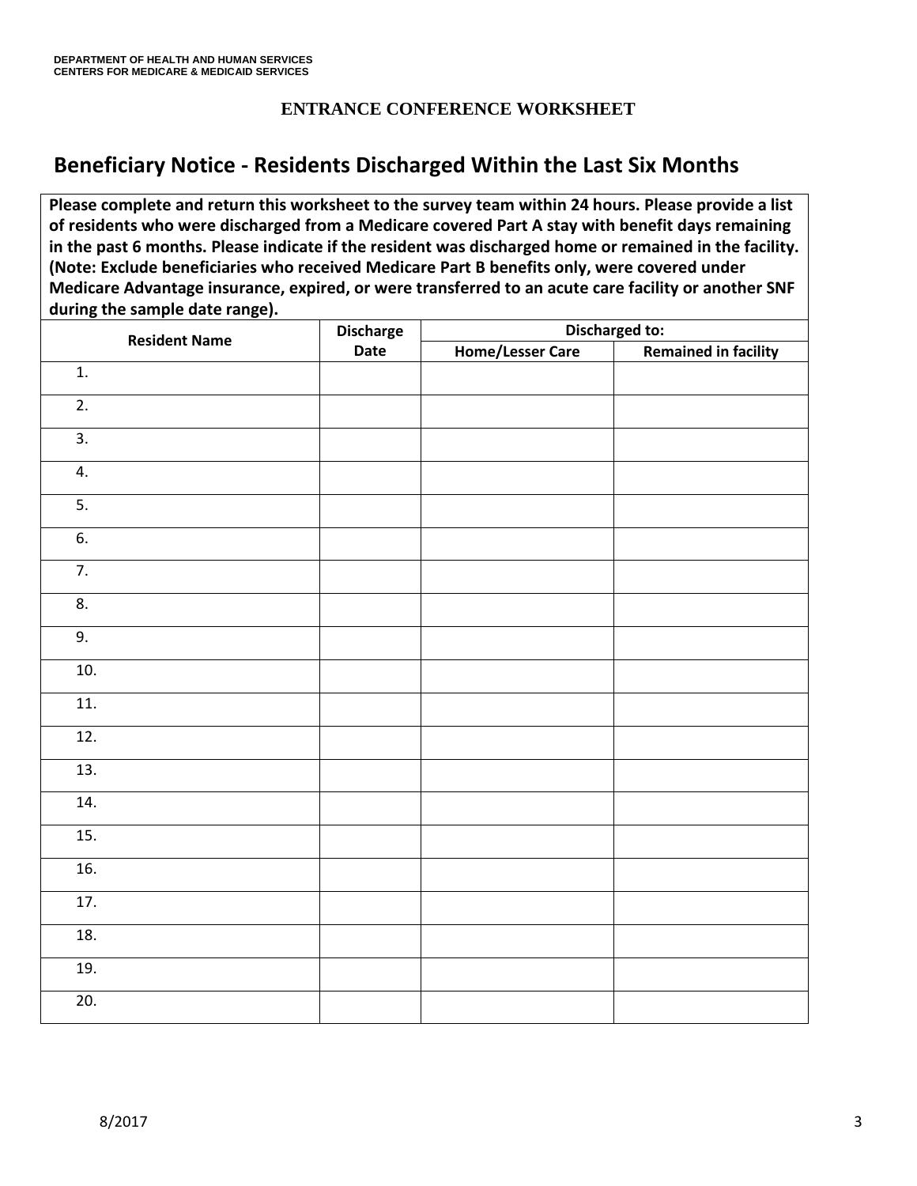DEPARTMENT OF HEALTH AND HUMAN SERVICES
CENTERS FOR MEDICARE & MEDICAID SERVICES

**ENTRANCE CONFERENCE WORKSHEET**

## Beneficiary Notice - Residents Discharged Within the Last Six Months

**Please complete and return this worksheet to the survey team within 24 hours. Please provide a list of residents who were discharged from a Medicare covered Part A stay with benefit days remaining in the past 6 months. Please indicate if the resident was discharged home or remained in the facility. (Note: Exclude beneficiaries who received Medicare Part B benefits only, were covered under Medicare Advantage insurance, expired, or were transferred to an acute care facility or another SNF during the sample date range).**

| Resident Name | Discharge Date | Discharged to: | |
|---|---|---|---|
| | | Home/Lesser Care | Remained in facility |
| 1. | | | |
| 2. | | | |
| 3. | | | |
| 4. | | | |
| 5. | | | |
| 6. | | | |
| 7. | | | |
| 8. | | | |
| 9. | | | |
| 10. | | | |
| 11. | | | |
| 12. | | | |
| 13. | | | |
| 14. | | | |
| 15. | | | |
| 16. | | | |
| 17. | | | |
| 18. | | | |
| 19. | | | |
| 20. | | | |

8/2017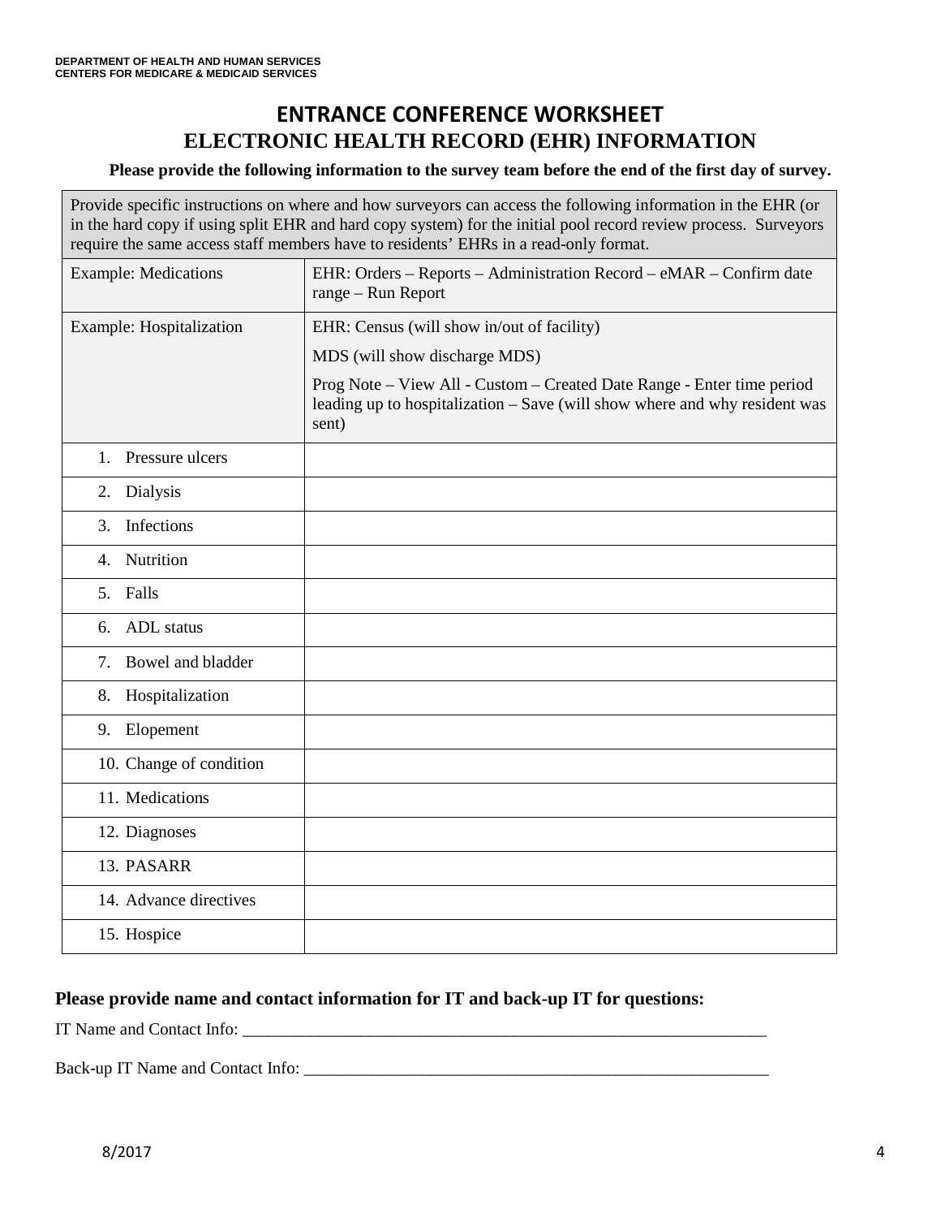**DEPARTMENT OF HEALTH AND HUMAN SERVICES**
**CENTERS FOR MEDICARE & MEDICAID SERVICES**

# ENTRANCE CONFERENCE WORKSHEET

## ELECTRONIC HEALTH RECORD (EHR) INFORMATION

**Please provide the following information to the survey team before the end of the first day of survey.**

| Provide specific instructions on where and how surveyors can access the following information in the EHR (or in the hard copy if using split EHR and hard copy system) for the initial pool record review process. Surveyors require the same access staff members have to residents' EHRs in a read-only format. | |
|---|---|
| Example: Medications | EHR: Orders – Reports – Administration Record – eMAR – Confirm date range – Run Report |
| Example: Hospitalization | EHR: Census (will show in/out of facility)<br>MDS (will show discharge MDS)<br>Prog Note – View All - Custom – Created Date Range - Enter time period leading up to hospitalization – Save (will show where and why resident was sent) |
| 1. Pressure ulcers | |
| 2. Dialysis | |
| 3. Infections | |
| 4. Nutrition | |
| 5. Falls | |
| 6. ADL status | |
| 7. Bowel and bladder | |
| 8. Hospitalization | |
| 9. Elopement | |
| 10. Change of condition | |
| 11. Medications | |
| 12. Diagnoses | |
| 13. PASARR | |
| 14. Advance directives | |
| 15. Hospice | |

**Please provide name and contact information for IT and back-up IT for questions:**

IT Name and Contact Info: ___________________________________________________________________

Back-up IT Name and Contact Info: ___________________________________________________________

8/2017